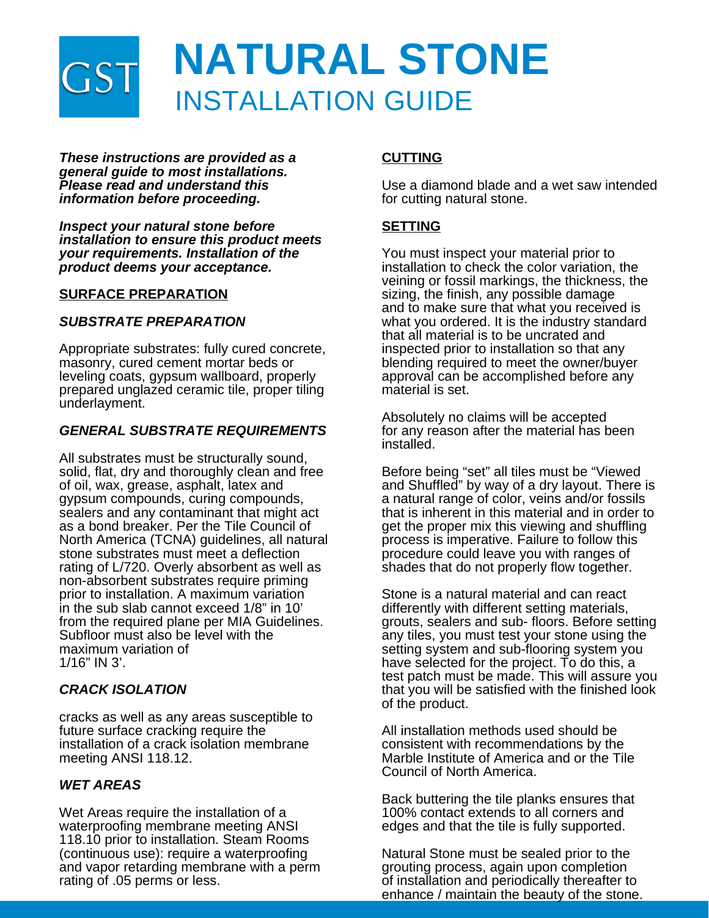# NATURAL STONE INSTALLATION GUIDE

GST

***These instructions are provided as a general guide to most installations. Please read and understand this information before proceeding.***

***Inspect your natural stone before installation to ensure this product meets your requirements. Installation of the product deems your acceptance.***

## SURFACE PREPARATION

### *SUBSTRATE PREPARATION*

Appropriate substrates: fully cured concrete, masonry, cured cement mortar beds or leveling coats, gypsum wallboard, properly prepared unglazed ceramic tile, proper tiling underlayment.

### *GENERAL SUBSTRATE REQUIREMENTS*

All substrates must be structurally sound, solid, flat, dry and thoroughly clean and free of oil, wax, grease, asphalt, latex and gypsum compounds, curing compounds, sealers and any contaminant that might act as a bond breaker. Per the Tile Council of North America (TCNA) guidelines, all natural stone substrates must meet a deflection rating of L/720. Overly absorbent as well as non-absorbent substrates require priming prior to installation. A maximum variation in the sub slab cannot exceed 1/8" in 10' from the required plane per MIA Guidelines. Subfloor must also be level with the maximum variation of 1/16" IN 3'.

### *CRACK ISOLATION*

cracks as well as any areas susceptible to future surface cracking require the installation of a crack isolation membrane meeting ANSI 118.12.

### *WET AREAS*

Wet Areas require the installation of a waterproofing membrane meeting ANSI 118.10 prior to installation. Steam Rooms (continuous use): require a waterproofing and vapor retarding membrane with a perm rating of .05 perms or less.

## CUTTING

Use a diamond blade and a wet saw intended for cutting natural stone.

## SETTING

You must inspect your material prior to installation to check the color variation, the veining or fossil markings, the thickness, the sizing, the finish, any possible damage and to make sure that what you received is what you ordered. It is the industry standard that all material is to be uncrated and inspected prior to installation so that any blending required to meet the owner/buyer approval can be accomplished before any material is set.

Absolutely no claims will be accepted for any reason after the material has been installed.

Before being "set" all tiles must be "Viewed and Shuffled" by way of a dry layout. There is a natural range of color, veins and/or fossils that is inherent in this material and in order to get the proper mix this viewing and shuffling process is imperative. Failure to follow this procedure could leave you with ranges of shades that do not properly flow together.

Stone is a natural material and can react differently with different setting materials, grouts, sealers and sub- floors. Before setting any tiles, you must test your stone using the setting system and sub-flooring system you have selected for the project. To do this, a test patch must be made. This will assure you that you will be satisfied with the finished look of the product.

All installation methods used should be consistent with recommendations by the Marble Institute of America and or the Tile Council of North America.

Back buttering the tile planks ensures that 100% contact extends to all corners and edges and that the tile is fully supported.

Natural Stone must be sealed prior to the grouting process, again upon completion of installation and periodically thereafter to enhance / maintain the beauty of the stone.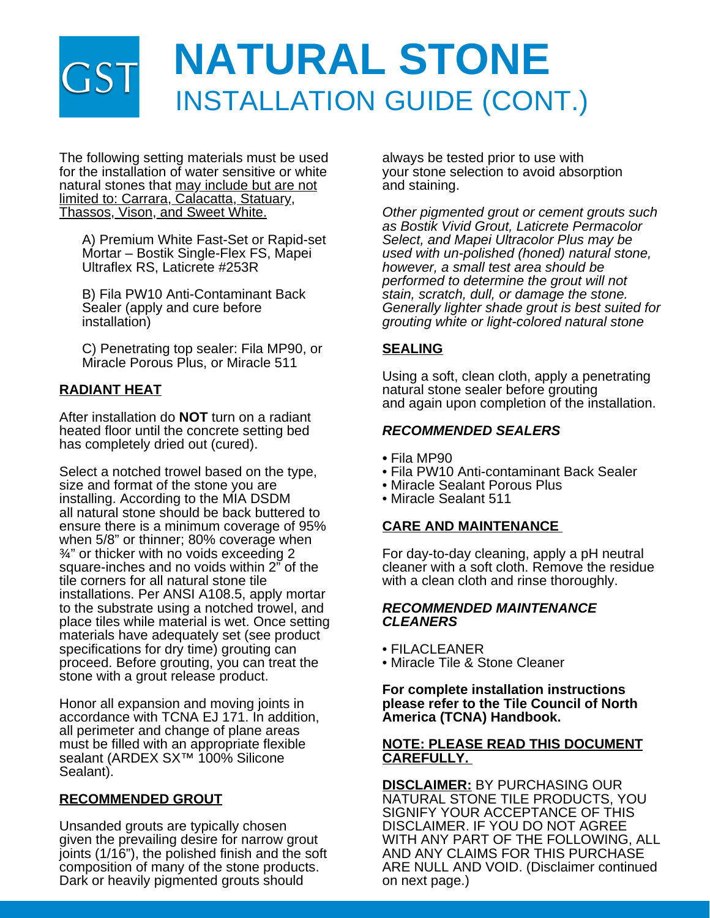# NATURAL STONE
## INSTALLATION GUIDE (CONT.)

The following setting materials must be used for the installation of water sensitive or white natural stones that may include but are not limited to: Carrara, Calacatta, Statuary, Thassos, Vison, and Sweet White.

A) Premium White Fast-Set or Rapid-set Mortar – Bostik Single-Flex FS, Mapei Ultraflex RS, Laticrete #253R

B) Fila PW10 Anti-Contaminant Back Sealer (apply and cure before installation)

C) Penetrating top sealer: Fila MP90, or Miracle Porous Plus, or Miracle 511

### RADIANT HEAT

After installation do **NOT** turn on a radiant heated floor until the concrete setting bed has completely dried out (cured).

Select a notched trowel based on the type, size and format of the stone you are installing. According to the MIA DSDM all natural stone should be back buttered to ensure there is a minimum coverage of 95% when 5/8" or thinner; 80% coverage when ¾" or thicker with no voids exceeding 2 square-inches and no voids within 2" of the tile corners for all natural stone tile installations. Per ANSI A108.5, apply mortar to the substrate using a notched trowel, and place tiles while material is wet. Once setting materials have adequately set (see product specifications for dry time) grouting can proceed. Before grouting, you can treat the stone with a grout release product.

Honor all expansion and moving joints in accordance with TCNA EJ 171. In addition, all perimeter and change of plane areas must be filled with an appropriate flexible sealant (ARDEX SX™ 100% Silicone Sealant).

### RECOMMENDED GROUT

Unsanded grouts are typically chosen given the prevailing desire for narrow grout joints (1/16"), the polished finish and the soft composition of many of the stone products. Dark or heavily pigmented grouts should always be tested prior to use with your stone selection to avoid absorption and staining.

*Other pigmented grout or cement grouts such as Bostik Vivid Grout, Laticrete Permacolor Select, and Mapei Ultracolor Plus may be used with un-polished (honed) natural stone, however, a small test area should be performed to determine the grout will not stain, scratch, dull, or damage the stone. Generally lighter shade grout is best suited for grouting white or light-colored natural stone*

### SEALING

Using a soft, clean cloth, apply a penetrating natural stone sealer before grouting and again upon completion of the installation.

#### *RECOMMENDED SEALERS*

- Fila MP90
- Fila PW10 Anti-contaminant Back Sealer
- Miracle Sealant Porous Plus
- Miracle Sealant 511

### CARE AND MAINTENANCE

For day-to-day cleaning, apply a pH neutral cleaner with a soft cloth. Remove the residue with a clean cloth and rinse thoroughly.

#### *RECOMMENDED MAINTENANCE CLEANERS*

- FILACLEANER
- Miracle Tile & Stone Cleaner

**For complete installation instructions please refer to the Tile Council of North America (TCNA) Handbook.**

**NOTE: PLEASE READ THIS DOCUMENT CAREFULLY.**

**DISCLAIMER:** BY PURCHASING OUR NATURAL STONE TILE PRODUCTS, YOU SIGNIFY YOUR ACCEPTANCE OF THIS DISCLAIMER. IF YOU DO NOT AGREE WITH ANY PART OF THE FOLLOWING, ALL AND ANY CLAIMS FOR THIS PURCHASE ARE NULL AND VOID. (Disclaimer continued on next page.)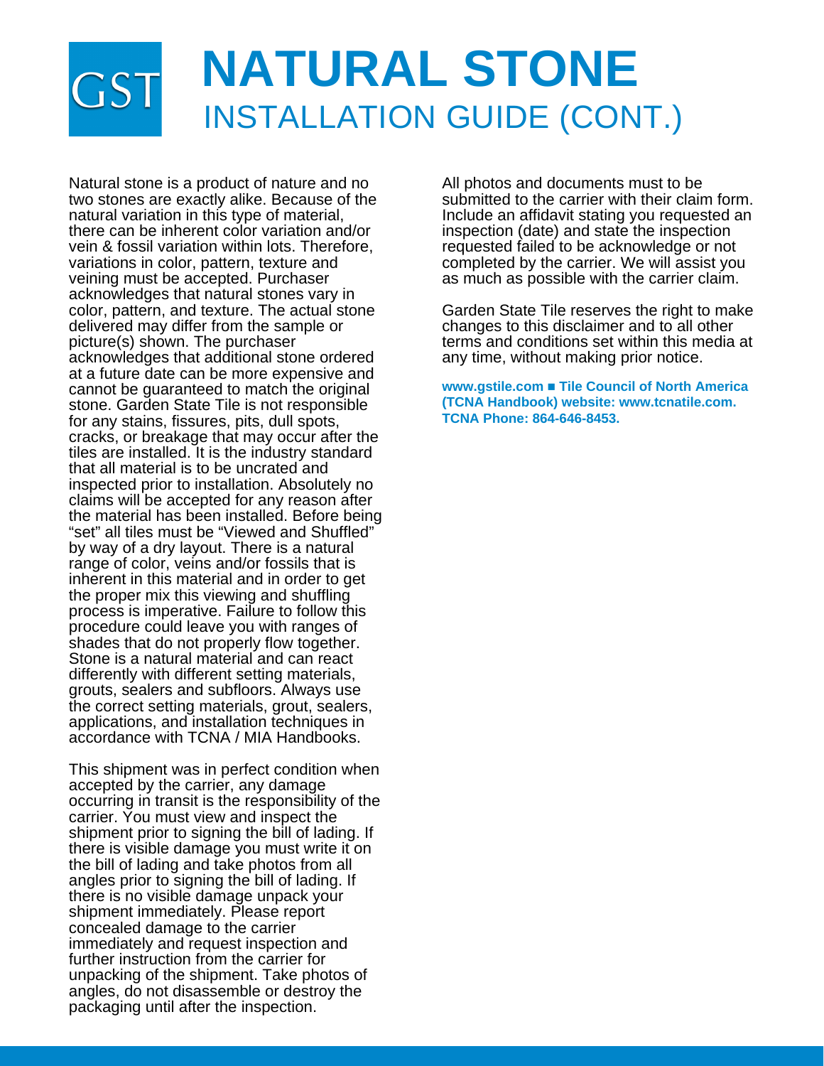# NATURAL STONE

## INSTALLATION GUIDE (CONT.)

Natural stone is a product of nature and no two stones are exactly alike. Because of the natural variation in this type of material, there can be inherent color variation and/or vein & fossil variation within lots. Therefore, variations in color, pattern, texture and veining must be accepted. Purchaser acknowledges that natural stones vary in color, pattern, and texture. The actual stone delivered may differ from the sample or picture(s) shown. The purchaser acknowledges that additional stone ordered at a future date can be more expensive and cannot be guaranteed to match the original stone. Garden State Tile is not responsible for any stains, fissures, pits, dull spots, cracks, or breakage that may occur after the tiles are installed. It is the industry standard that all material is to be uncrated and inspected prior to installation. Absolutely no claims will be accepted for any reason after the material has been installed. Before being "set" all tiles must be "Viewed and Shuffled" by way of a dry layout. There is a natural range of color, veins and/or fossils that is inherent in this material and in order to get the proper mix this viewing and shuffling process is imperative. Failure to follow this procedure could leave you with ranges of shades that do not properly flow together. Stone is a natural material and can react differently with different setting materials, grouts, sealers and subfloors. Always use the correct setting materials, grout, sealers, applications, and installation techniques in accordance with TCNA / MIA Handbooks.

This shipment was in perfect condition when accepted by the carrier, any damage occurring in transit is the responsibility of the carrier. You must view and inspect the shipment prior to signing the bill of lading. If there is visible damage you must write it on the bill of lading and take photos from all angles prior to signing the bill of lading. If there is no visible damage unpack your shipment immediately. Please report concealed damage to the carrier immediately and request inspection and further instruction from the carrier for unpacking of the shipment. Take photos of angles, do not disassemble or destroy the packaging until after the inspection.

All photos and documents must to be submitted to the carrier with their claim form. Include an affidavit stating you requested an inspection (date) and state the inspection requested failed to be acknowledge or not completed by the carrier. We will assist you as much as possible with the carrier claim.

Garden State Tile reserves the right to make changes to this disclaimer and to all other terms and conditions set within this media at any time, without making prior notice.

**www.gstile.com ■ Tile Council of North America (TCNA Handbook) website: www.tcnatile.com. TCNA Phone: 864-646-8453.**